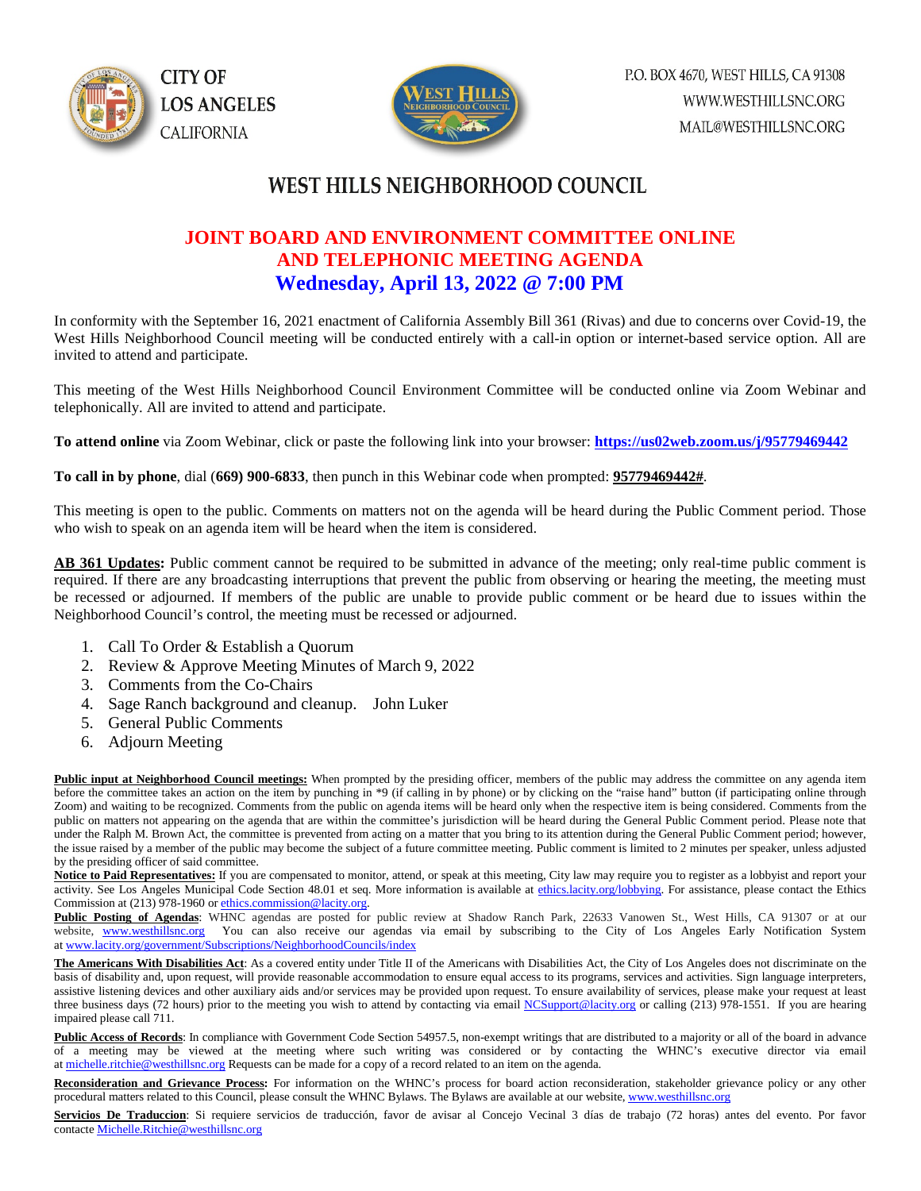CITY OF
LOS ANGELES
CALIFORNIA

P.O. BOX 4670, WEST HILLS, CA 91308
WWW.WESTHILLSNC.ORG
MAIL@WESTHILLSNC.ORG

# WEST HILLS NEIGHBORHOOD COUNCIL

## JOINT BOARD AND ENVIRONMENT COMMITTEE ONLINE AND TELEPHONIC MEETING AGENDA

## Wednesday, April 13, 2022 @ 7:00 PM

In conformity with the September 16, 2021 enactment of California Assembly Bill 361 (Rivas) and due to concerns over Covid-19, the West Hills Neighborhood Council meeting will be conducted entirely with a call-in option or internet-based service option. All are invited to attend and participate.

This meeting of the West Hills Neighborhood Council Environment Committee will be conducted online via Zoom Webinar and telephonically. All are invited to attend and participate.

**To attend online** via Zoom Webinar, click or paste the following link into your browser: **https://us02web.zoom.us/j/95779469442**

**To call in by phone**, dial **(669) 900-6833**, then punch in this Webinar code when prompted: **95779469442#**.

This meeting is open to the public. Comments on matters not on the agenda will be heard during the Public Comment period. Those who wish to speak on an agenda item will be heard when the item is considered.

**AB 361 Updates:** Public comment cannot be required to be submitted in advance of the meeting; only real-time public comment is required. If there are any broadcasting interruptions that prevent the public from observing or hearing the meeting, the meeting must be recessed or adjourned. If members of the public are unable to provide public comment or be heard due to issues within the Neighborhood Council's control, the meeting must be recessed or adjourned.

1. Call To Order & Establish a Quorum
2. Review & Approve Meeting Minutes of March 9, 2022
3. Comments from the Co-Chairs
4. Sage Ranch background and cleanup. John Luker
5. General Public Comments
6. Adjourn Meeting

**Public input at Neighborhood Council meetings:** When prompted by the presiding officer, members of the public may address the committee on any agenda item before the committee takes an action on the item by punching in *9 (if calling in by phone) or by clicking on the "raise hand" button (if participating online through Zoom) and waiting to be recognized. Comments from the public on agenda items will be heard only when the respective item is being considered. Comments from the public on matters not appearing on the agenda that are within the committee's jurisdiction will be heard during the General Public Comment period. Please note that under the Ralph M. Brown Act, the committee is prevented from acting on a matter that you bring to its attention during the General Public Comment period; however, the issue raised by a member of the public may become the subject of a future committee meeting. Public comment is limited to 2 minutes per speaker, unless adjusted by the presiding officer of said committee.

**Notice to Paid Representatives:** If you are compensated to monitor, attend, or speak at this meeting, City law may require you to register as a lobbyist and report your activity. See Los Angeles Municipal Code Section 48.01 et seq. More information is available at ethics.lacity.org/lobbying. For assistance, please contact the Ethics Commission at (213) 978-1960 or ethics.commission@lacity.org.

**Public Posting of Agendas**: WHNC agendas are posted for public review at Shadow Ranch Park, 22633 Vanowen St., West Hills, CA 91307 or at our website, www.westhillsnc.org You can also receive our agendas via email by subscribing to the City of Los Angeles Early Notification System at www.lacity.org/government/Subscriptions/NeighborhoodCouncils/index

**The Americans With Disabilities Act**: As a covered entity under Title II of the Americans with Disabilities Act, the City of Los Angeles does not discriminate on the basis of disability and, upon request, will provide reasonable accommodation to ensure equal access to its programs, services and activities. Sign language interpreters, assistive listening devices and other auxiliary aids and/or services may be provided upon request. To ensure availability of services, please make your request at least three business days (72 hours) prior to the meeting you wish to attend by contacting via email NCSupport@lacity.org or calling (213) 978-1551. If you are hearing impaired please call 711.

**Public Access of Records**: In compliance with Government Code Section 54957.5, non-exempt writings that are distributed to a majority or all of the board in advance of a meeting may be viewed at the meeting where such writing was considered or by contacting the WHNC's executive director via email at michelle.ritchie@westhillsnc.org Requests can be made for a copy of a record related to an item on the agenda.

**Reconsideration and Grievance Process:** For information on the WHNC's process for board action reconsideration, stakeholder grievance policy or any other procedural matters related to this Council, please consult the WHNC Bylaws. The Bylaws are available at our website, www.westhillsnc.org

**Servicios De Traduccion**: Si requiere servicios de traducción, favor de avisar al Concejo Vecinal 3 días de trabajo (72 horas) antes del evento. Por favor contacte Michelle.Ritchie@westhillsnc.org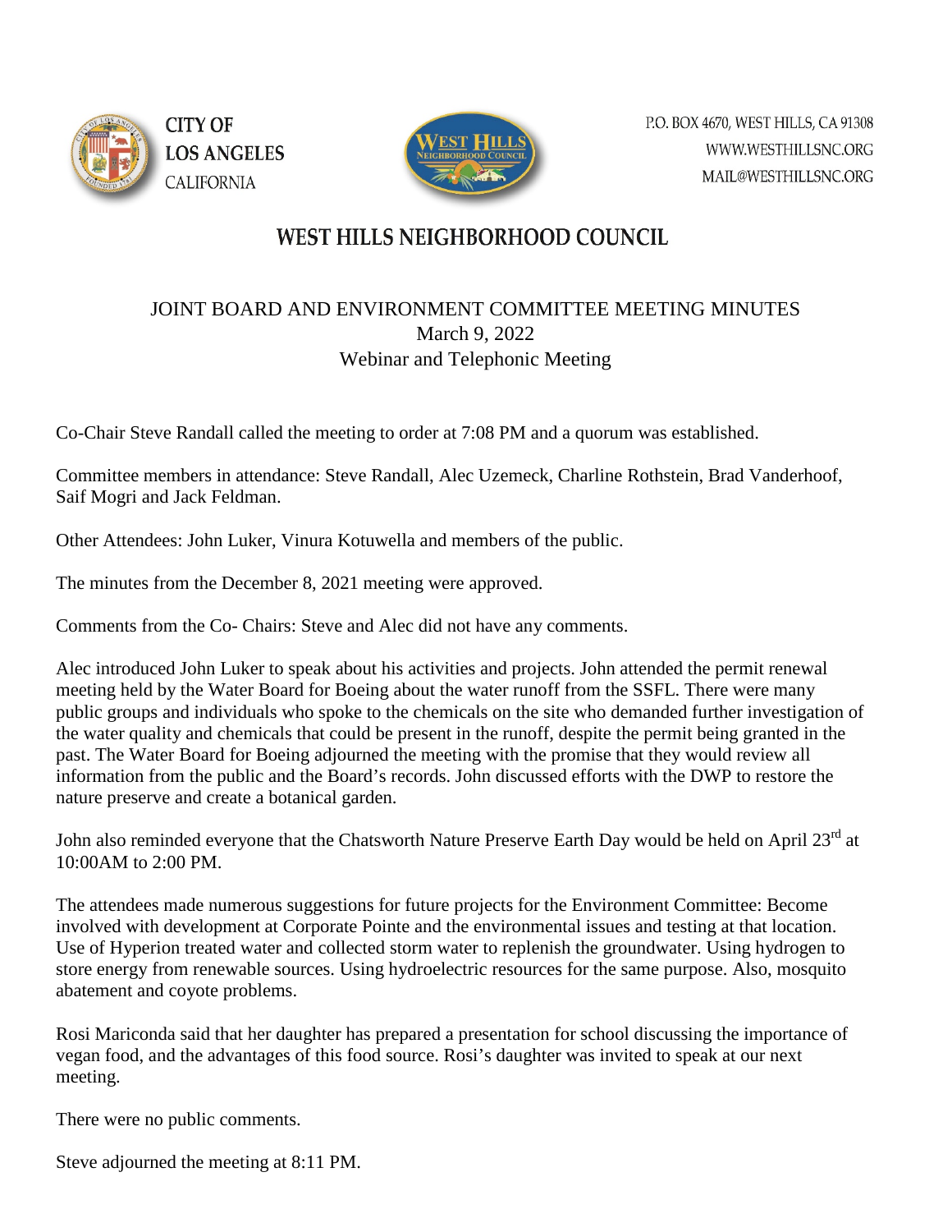CITY OF
LOS ANGELES
CALIFORNIA

P.O. BOX 4670, WEST HILLS, CA 91308
WWW.WESTHILLSNC.ORG
MAIL@WESTHILLSNC.ORG

# WEST HILLS NEIGHBORHOOD COUNCIL

## JOINT BOARD AND ENVIRONMENT COMMITTEE MEETING MINUTES

March 9, 2022
Webinar and Telephonic Meeting

Co-Chair Steve Randall called the meeting to order at 7:08 PM and a quorum was established.

Committee members in attendance: Steve Randall, Alec Uzemeck, Charline Rothstein, Brad Vanderhoof, Saif Mogri and Jack Feldman.

Other Attendees: John Luker, Vinura Kotuwella and members of the public.

The minutes from the December 8, 2021 meeting were approved.

Comments from the Co- Chairs: Steve and Alec did not have any comments.

Alec introduced John Luker to speak about his activities and projects. John attended the permit renewal meeting held by the Water Board for Boeing about the water runoff from the SSFL. There were many public groups and individuals who spoke to the chemicals on the site who demanded further investigation of the water quality and chemicals that could be present in the runoff, despite the permit being granted in the past. The Water Board for Boeing adjourned the meeting with the promise that they would review all information from the public and the Board's records. John discussed efforts with the DWP to restore the nature preserve and create a botanical garden.

John also reminded everyone that the Chatsworth Nature Preserve Earth Day would be held on April 23rd at 10:00AM to 2:00 PM.

The attendees made numerous suggestions for future projects for the Environment Committee: Become involved with development at Corporate Pointe and the environmental issues and testing at that location. Use of Hyperion treated water and collected storm water to replenish the groundwater. Using hydrogen to store energy from renewable sources. Using hydroelectric resources for the same purpose. Also, mosquito abatement and coyote problems.

Rosi Mariconda said that her daughter has prepared a presentation for school discussing the importance of vegan food, and the advantages of this food source. Rosi's daughter was invited to speak at our next meeting.

There were no public comments.

Steve adjourned the meeting at 8:11 PM.